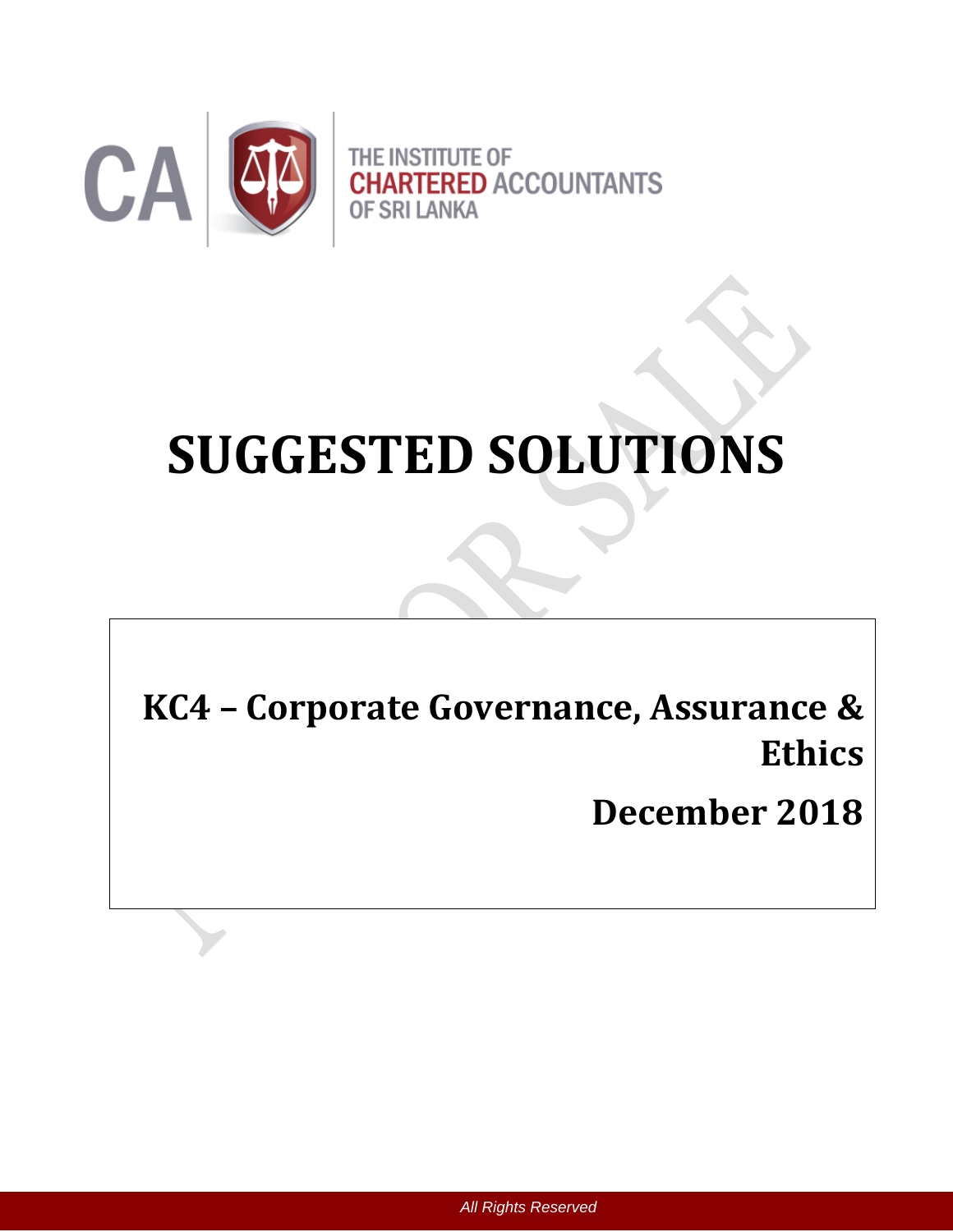THE INSTITUTE OF CHARTERED ACCOUNTANTS OF SRI LANKA

# SUGGESTED SOLUTIONS

**KC4 – Corporate Governance, Assurance & Ethics**

**December 2018**

*All Rights Reserved*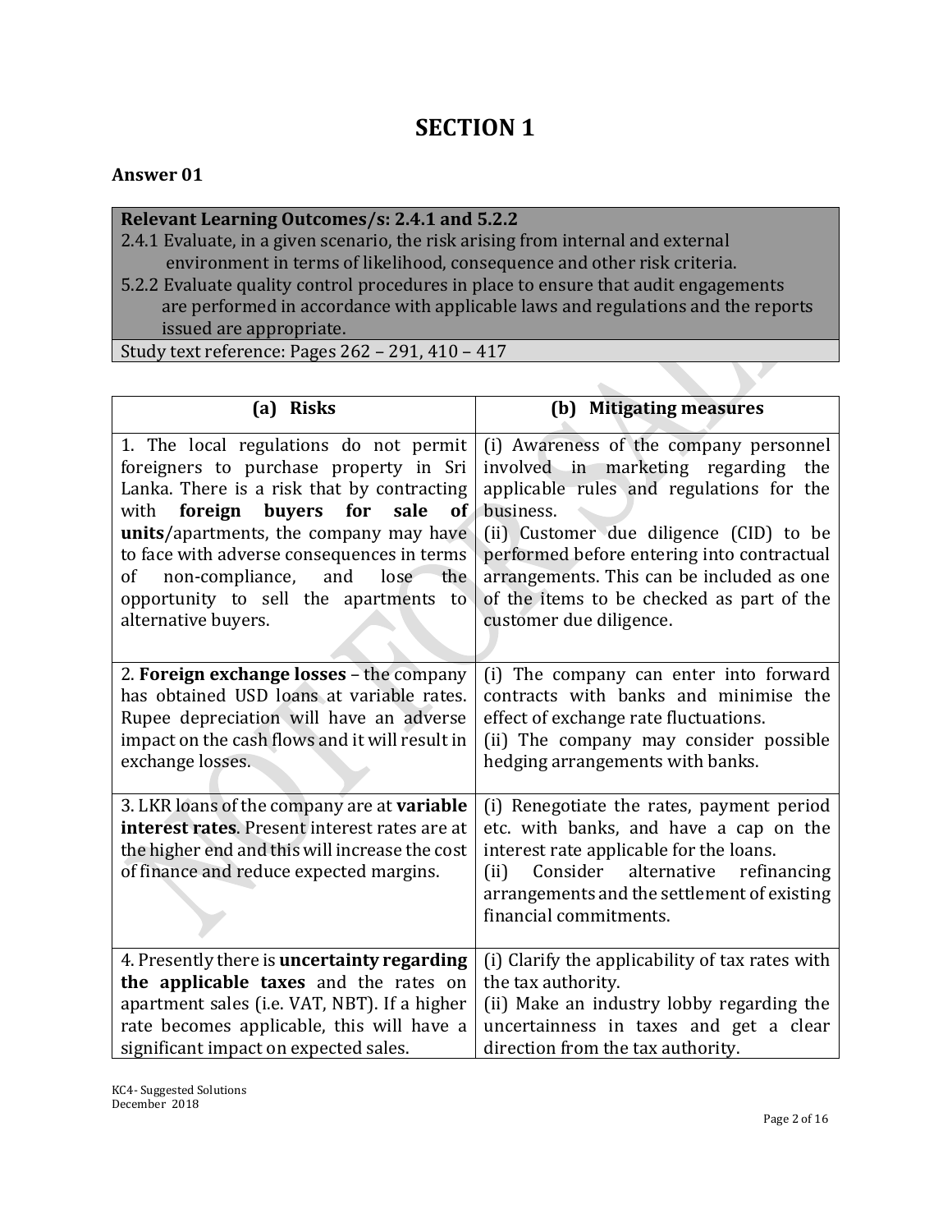# SECTION 1

**Answer 01**

| **Relevant Learning Outcomes/s: 2.4.1 and 5.2.2** |
|---|
| 2.4.1 Evaluate, in a given scenario, the risk arising from internal and external environment in terms of likelihood, consequence and other risk criteria. |
| 5.2.2 Evaluate quality control procedures in place to ensure that audit engagements are performed in accordance with applicable laws and regulations and the reports issued are appropriate. |
| Study text reference: Pages 262 – 291, 410 – 417 |

| (a) Risks | (b) Mitigating measures |
|---|---|
| 1. The local regulations do not permit foreigners to purchase property in Sri Lanka. There is a risk that by contracting with **foreign buyers for sale of units**/apartments, the company may have to face with adverse consequences in terms of non-compliance, and lose the opportunity to sell the apartments to alternative buyers. | (i) Awareness of the company personnel involved in marketing regarding the applicable rules and regulations for the business.<br>(ii) Customer due diligence (CID) to be performed before entering into contractual arrangements. This can be included as one of the items to be checked as part of the customer due diligence. |
| 2. **Foreign exchange losses** – the company has obtained USD loans at variable rates. Rupee depreciation will have an adverse impact on the cash flows and it will result in exchange losses. | (i) The company can enter into forward contracts with banks and minimise the effect of exchange rate fluctuations.<br>(ii) The company may consider possible hedging arrangements with banks. |
| 3. LKR loans of the company are at **variable interest rates**. Present interest rates are at the higher end and this will increase the cost of finance and reduce expected margins. | (i) Renegotiate the rates, payment period etc. with banks, and have a cap on the interest rate applicable for the loans.<br>(ii) Consider alternative refinancing arrangements and the settlement of existing financial commitments. |
| 4. Presently there is **uncertainty regarding the applicable taxes** and the rates on apartment sales (i.e. VAT, NBT). If a higher rate becomes applicable, this will have a significant impact on expected sales. | (i) Clarify the applicability of tax rates with the tax authority.<br>(ii) Make an industry lobby regarding the uncertainness in taxes and get a clear direction from the tax authority. |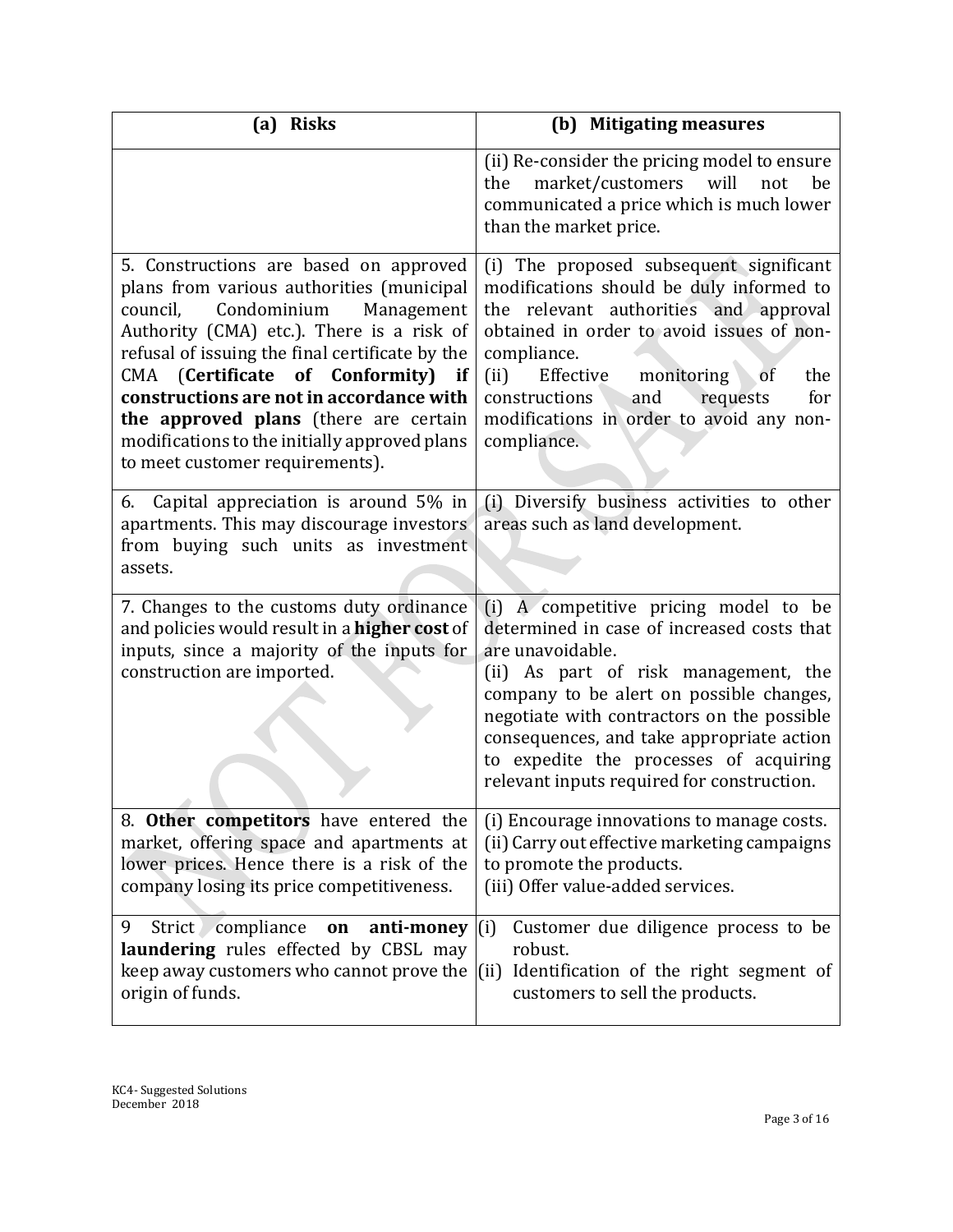| (a) Risks | (b) Mitigating measures |
|---|---|
| | (ii) Re-consider the pricing model to ensure the market/customers will not be communicated a price which is much lower than the market price. |
| 5. Constructions are based on approved plans from various authorities (municipal council, Condominium Management Authority (CMA) etc.). There is a risk of refusal of issuing the final certificate by the CMA (**Certificate of Conformity) if constructions are not in accordance with the approved plans** (there are certain modifications to the initially approved plans to meet customer requirements). | (i) The proposed subsequent significant modifications should be duly informed to the relevant authorities and approval obtained in order to avoid issues of non-compliance.<br>(ii) Effective monitoring of the constructions and requests for modifications in order to avoid any non-compliance. |
| 6. Capital appreciation is around 5% in apartments. This may discourage investors from buying such units as investment assets. | (i) Diversify business activities to other areas such as land development. |
| 7. Changes to the customs duty ordinance and policies would result in a **higher cost** of inputs, since a majority of the inputs for construction are imported. | (i) A competitive pricing model to be determined in case of increased costs that are unavoidable.<br>(ii) As part of risk management, the company to be alert on possible changes, negotiate with contractors on the possible consequences, and take appropriate action to expedite the processes of acquiring relevant inputs required for construction. |
| 8. **Other competitors** have entered the market, offering space and apartments at lower prices. Hence there is a risk of the company losing its price competitiveness. | (i) Encourage innovations to manage costs.<br>(ii) Carry out effective marketing campaigns to promote the products.<br>(iii) Offer value-added services. |
| 9 Strict compliance **on anti-money laundering** rules effected by CBSL may keep away customers who cannot prove the origin of funds. | (i) Customer due diligence process to be robust.<br>(ii) Identification of the right segment of customers to sell the products. |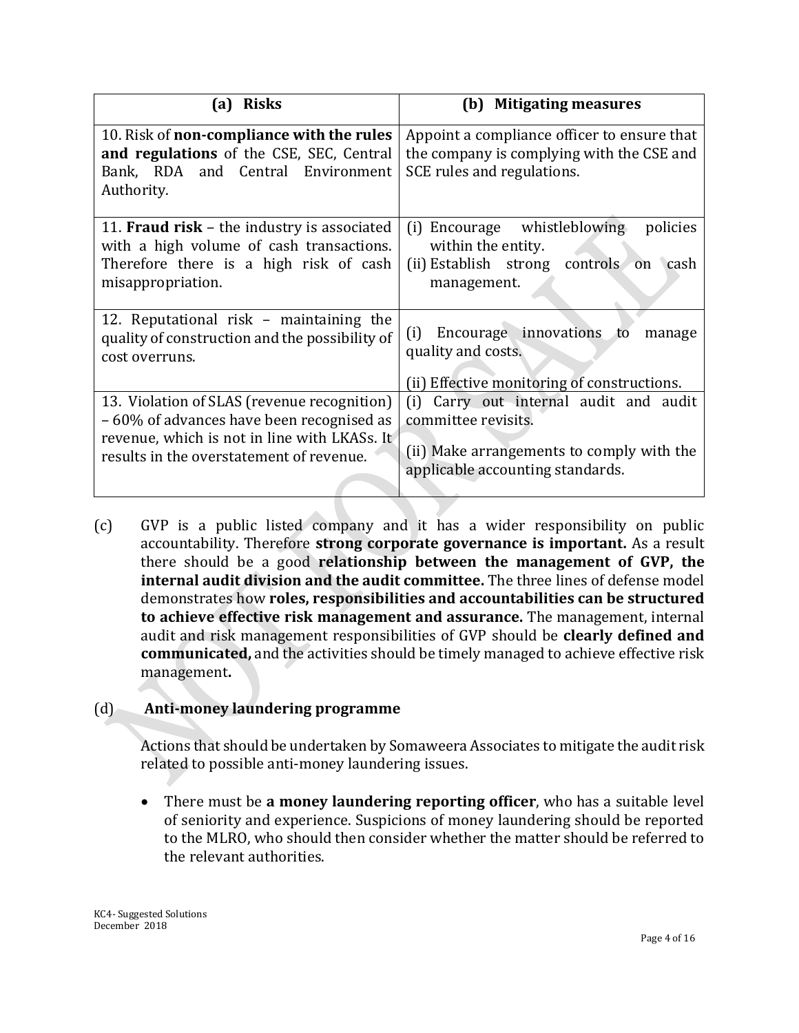| (a) Risks | (b) Mitigating measures |
|---|---|
| 10. Risk of **non-compliance with the rules and regulations** of the CSE, SEC, Central Bank, RDA and Central Environment Authority. | Appoint a compliance officer to ensure that the company is complying with the CSE and SCE rules and regulations. |
| 11. **Fraud risk** – the industry is associated with a high volume of cash transactions. Therefore there is a high risk of cash misappropriation. | (i) Encourage whistleblowing policies within the entity.<br>(ii) Establish strong controls on cash management. |
| 12. Reputational risk – maintaining the quality of construction and the possibility of cost overruns. | (i) Encourage innovations to manage quality and costs.<br><br>(ii) Effective monitoring of constructions. |
| 13. Violation of SLAS (revenue recognition) – 60% of advances have been recognised as revenue, which is not in line with LKASs. It results in the overstatement of revenue. | (i) Carry out internal audit and audit committee revisits.<br><br>(ii) Make arrangements to comply with the applicable accounting standards. |

(c) GVP is a public listed company and it has a wider responsibility on public accountability. Therefore **strong corporate governance is important.** As a result there should be a good **relationship between the management of GVP, the internal audit division and the audit committee.** The three lines of defense model demonstrates how **roles, responsibilities and accountabilities can be structured to achieve effective risk management and assurance.** The management, internal audit and risk management responsibilities of GVP should be **clearly defined and communicated,** and the activities should be timely managed to achieve effective risk management**.**

(d) **Anti-money laundering programme**

Actions that should be undertaken by Somaweera Associates to mitigate the audit risk related to possible anti-money laundering issues.

- There must be **a money laundering reporting officer**, who has a suitable level of seniority and experience. Suspicions of money laundering should be reported to the MLRO, who should then consider whether the matter should be referred to the relevant authorities.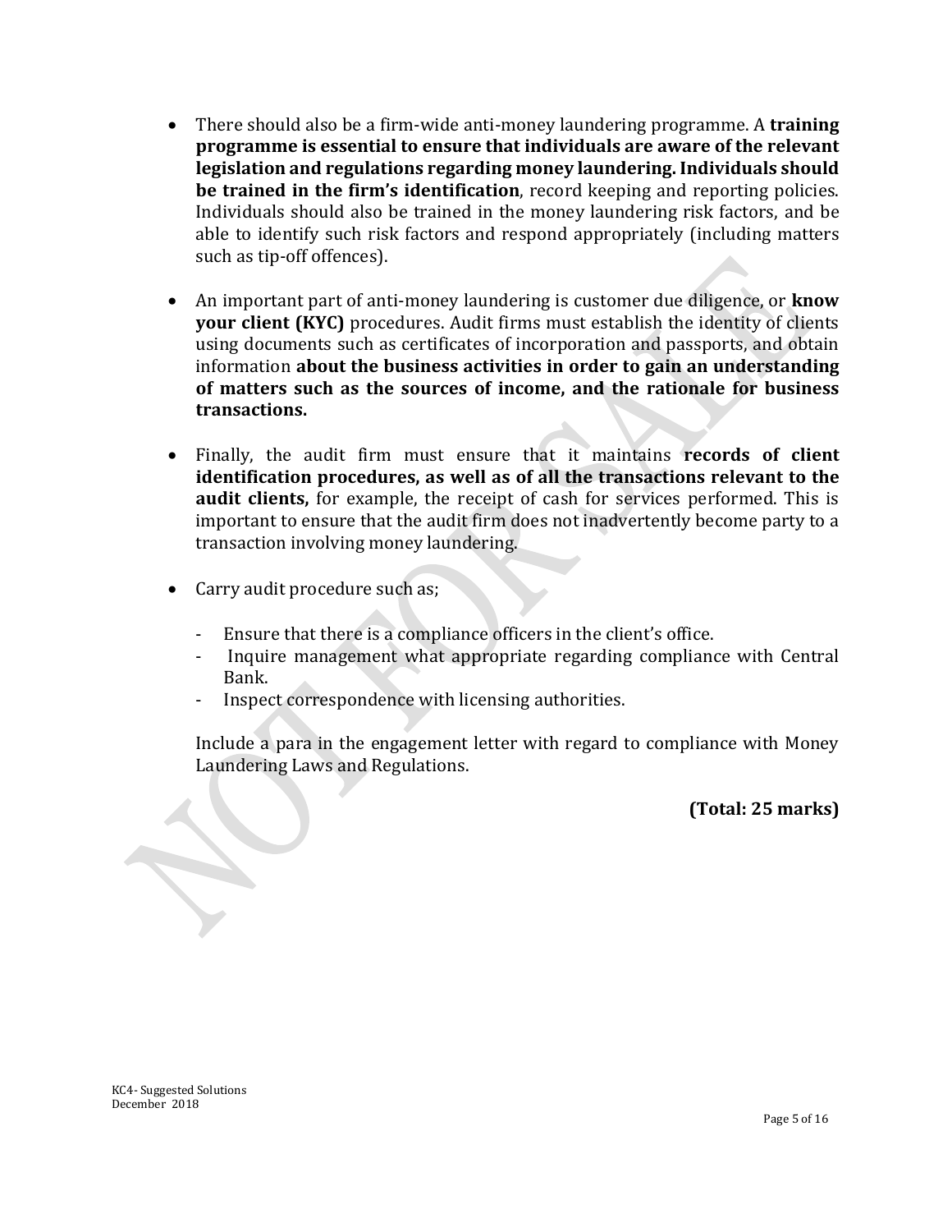- There should also be a firm-wide anti-money laundering programme. A **training programme is essential to ensure that individuals are aware of the relevant legislation and regulations regarding money laundering. Individuals should be trained in the firm's identification**, record keeping and reporting policies. Individuals should also be trained in the money laundering risk factors, and be able to identify such risk factors and respond appropriately (including matters such as tip-off offences).

- An important part of anti-money laundering is customer due diligence, or **know your client (KYC)** procedures. Audit firms must establish the identity of clients using documents such as certificates of incorporation and passports, and obtain information **about the business activities in order to gain an understanding of matters such as the sources of income, and the rationale for business transactions.**

- Finally, the audit firm must ensure that it maintains **records of client identification procedures, as well as of all the transactions relevant to the audit clients,** for example, the receipt of cash for services performed. This is important to ensure that the audit firm does not inadvertently become party to a transaction involving money laundering.

- Carry audit procedure such as;

    - Ensure that there is a compliance officers in the client's office.
    - Inquire management what appropriate regarding compliance with Central Bank.
    - Inspect correspondence with licensing authorities.

  Include a para in the engagement letter with regard to compliance with Money Laundering Laws and Regulations.

**(Total: 25 marks)**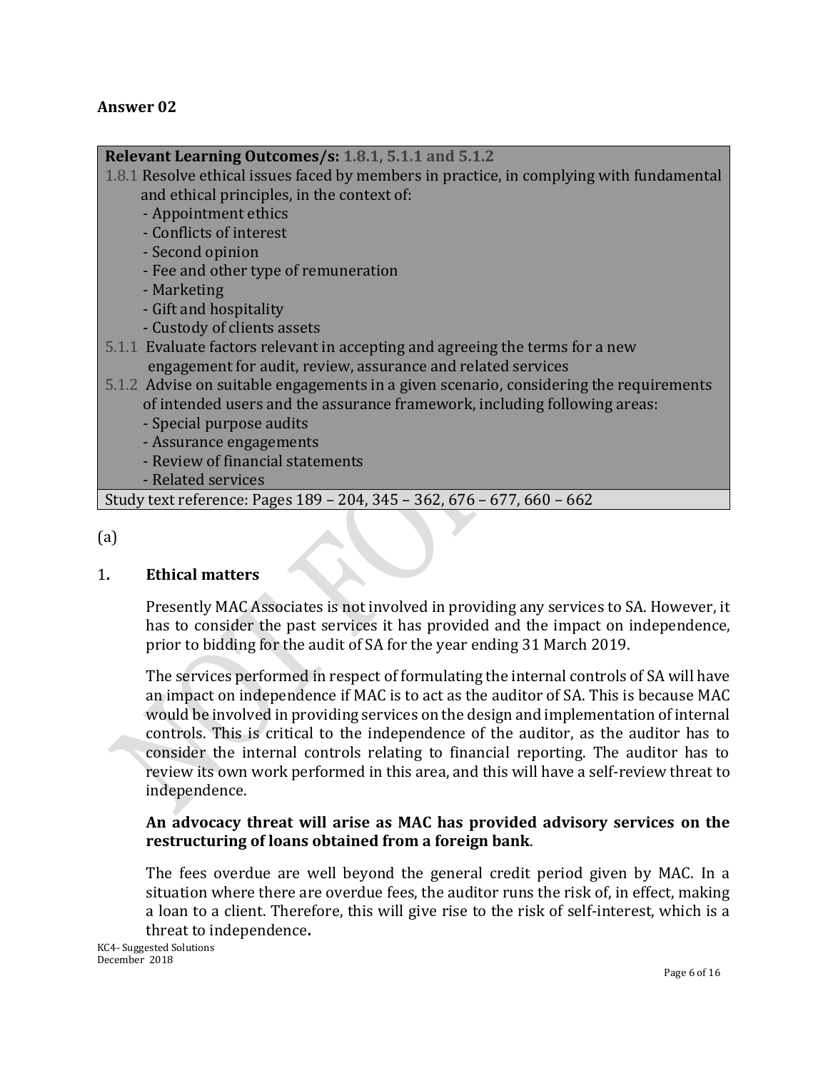## Answer 02

| **Relevant Learning Outcomes/s: 1.8.1, 5.1.1 and 5.1.2** |
|---|
| 1.8.1 Resolve ethical issues faced by members in practice, in complying with fundamental and ethical principles, in the context of:<br>- Appointment ethics<br>- Conflicts of interest<br>- Second opinion<br>- Fee and other type of remuneration<br>- Marketing<br>- Gift and hospitality<br>- Custody of clients assets<br>5.1.1 Evaluate factors relevant in accepting and agreeing the terms for a new engagement for audit, review, assurance and related services<br>5.1.2 Advise on suitable engagements in a given scenario, considering the requirements of intended users and the assurance framework, including following areas:<br>- Special purpose audits<br>- Assurance engagements<br>- Review of financial statements<br>- Related services |
| Study text reference: Pages 189 – 204, 345 – 362, 676 – 677, 660 – 662 |

(a)

1. **Ethical matters**

   Presently MAC Associates is not involved in providing any services to SA. However, it has to consider the past services it has provided and the impact on independence, prior to bidding for the audit of SA for the year ending 31 March 2019.

   The services performed in respect of formulating the internal controls of SA will have an impact on independence if MAC is to act as the auditor of SA. This is because MAC would be involved in providing services on the design and implementation of internal controls. This is critical to the independence of the auditor, as the auditor has to consider the internal controls relating to financial reporting. The auditor has to review its own work performed in this area, and this will have a self-review threat to independence.

   **An advocacy threat will arise as MAC has provided advisory services on the restructuring of loans obtained from a foreign bank**.

   The fees overdue are well beyond the general credit period given by MAC. In a situation where there are overdue fees, the auditor runs the risk of, in effect, making a loan to a client. Therefore, this will give rise to the risk of self-interest, which is a threat to independence**.**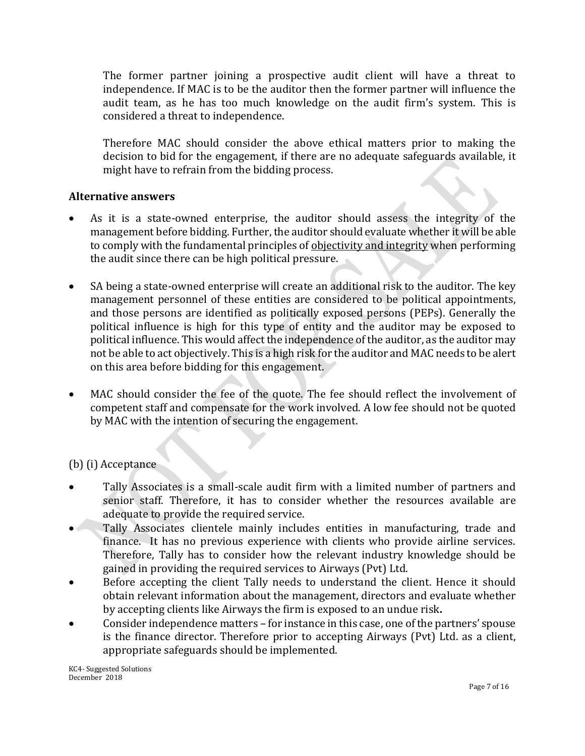The former partner joining a prospective audit client will have a threat to independence. If MAC is to be the auditor then the former partner will influence the audit team, as he has too much knowledge on the audit firm's system. This is considered a threat to independence.

Therefore MAC should consider the above ethical matters prior to making the decision to bid for the engagement, if there are no adequate safeguards available, it might have to refrain from the bidding process.

**Alternative answers**

- As it is a state-owned enterprise, the auditor should assess the integrity of the management before bidding. Further, the auditor should evaluate whether it will be able to comply with the fundamental principles of <u>objectivity and integrity</u> when performing the audit since there can be high political pressure.

- SA being a state-owned enterprise will create an additional risk to the auditor. The key management personnel of these entities are considered to be political appointments, and those persons are identified as politically exposed persons (PEPs). Generally the political influence is high for this type of entity and the auditor may be exposed to political influence. This would affect the independence of the auditor, as the auditor may not be able to act objectively. This is a high risk for the auditor and MAC needs to be alert on this area before bidding for this engagement.

- MAC should consider the fee of the quote. The fee should reflect the involvement of competent staff and compensate for the work involved. A low fee should not be quoted by MAC with the intention of securing the engagement.

(b) (i) Acceptance

- Tally Associates is a small-scale audit firm with a limited number of partners and senior staff. Therefore, it has to consider whether the resources available are adequate to provide the required service.
- Tally Associates clientele mainly includes entities in manufacturing, trade and finance. It has no previous experience with clients who provide airline services. Therefore, Tally has to consider how the relevant industry knowledge should be gained in providing the required services to Airways (Pvt) Ltd.
- Before accepting the client Tally needs to understand the client. Hence it should obtain relevant information about the management, directors and evaluate whether by accepting clients like Airways the firm is exposed to an undue risk**.**
- Consider independence matters – for instance in this case, one of the partners' spouse is the finance director. Therefore prior to accepting Airways (Pvt) Ltd. as a client, appropriate safeguards should be implemented.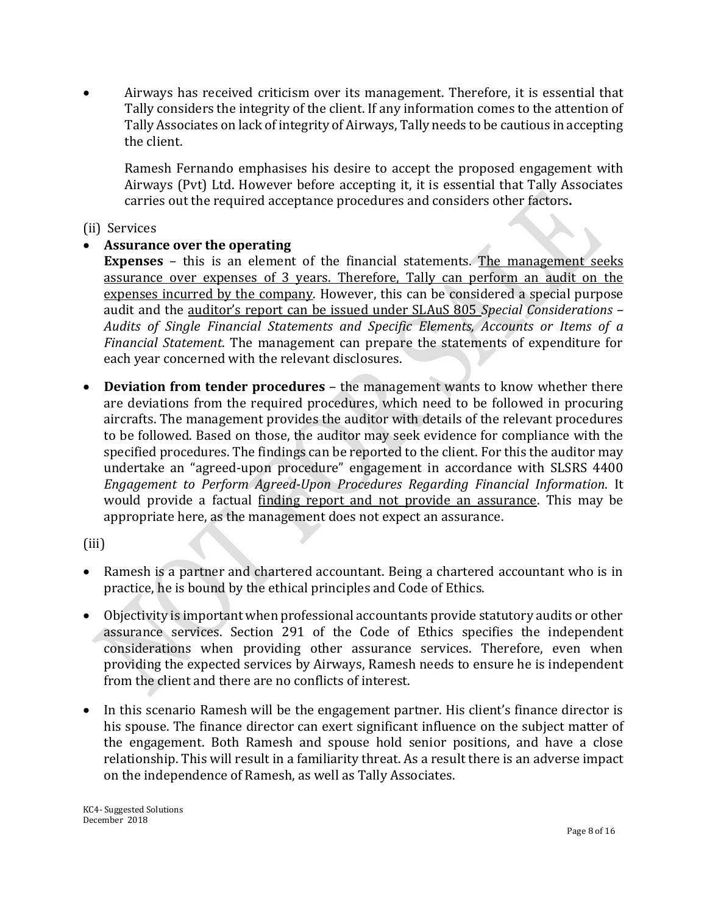- Airways has received criticism over its management. Therefore, it is essential that Tally considers the integrity of the client. If any information comes to the attention of Tally Associates on lack of integrity of Airways, Tally needs to be cautious in accepting the client.

  Ramesh Fernando emphasises his desire to accept the proposed engagement with Airways (Pvt) Ltd. However before accepting it, it is essential that Tally Associates carries out the required acceptance procedures and considers other factors**.**

(ii) Services

- **Assurance over the operating**
  **Expenses** – this is an element of the financial statements. <u>The management seeks assurance over expenses of 3 years. Therefore, Tally can perform an audit on the expenses incurred by the company</u>. However, this can be considered a special purpose audit and the <u>auditor's report can be issued under SLAuS 805</u> *Special Considerations – Audits of Single Financial Statements and Specific Elements, Accounts or Items of a Financial Statement*. The management can prepare the statements of expenditure for each year concerned with the relevant disclosures.

- **Deviation from tender procedures** – the management wants to know whether there are deviations from the required procedures, which need to be followed in procuring aircrafts. The management provides the auditor with details of the relevant procedures to be followed. Based on those, the auditor may seek evidence for compliance with the specified procedures. The findings can be reported to the client. For this the auditor may undertake an "agreed-upon procedure" engagement in accordance with SLSRS 4400 *Engagement to Perform Agreed-Upon Procedures Regarding Financial Information*. It would provide a factual <u>finding report and not provide an assurance</u>. This may be appropriate here, as the management does not expect an assurance.

(iii)

- Ramesh is a partner and chartered accountant. Being a chartered accountant who is in practice, he is bound by the ethical principles and Code of Ethics.

- Objectivity is important when professional accountants provide statutory audits or other assurance services. Section 291 of the Code of Ethics specifies the independent considerations when providing other assurance services. Therefore, even when providing the expected services by Airways, Ramesh needs to ensure he is independent from the client and there are no conflicts of interest.

- In this scenario Ramesh will be the engagement partner. His client's finance director is his spouse. The finance director can exert significant influence on the subject matter of the engagement. Both Ramesh and spouse hold senior positions, and have a close relationship. This will result in a familiarity threat. As a result there is an adverse impact on the independence of Ramesh, as well as Tally Associates.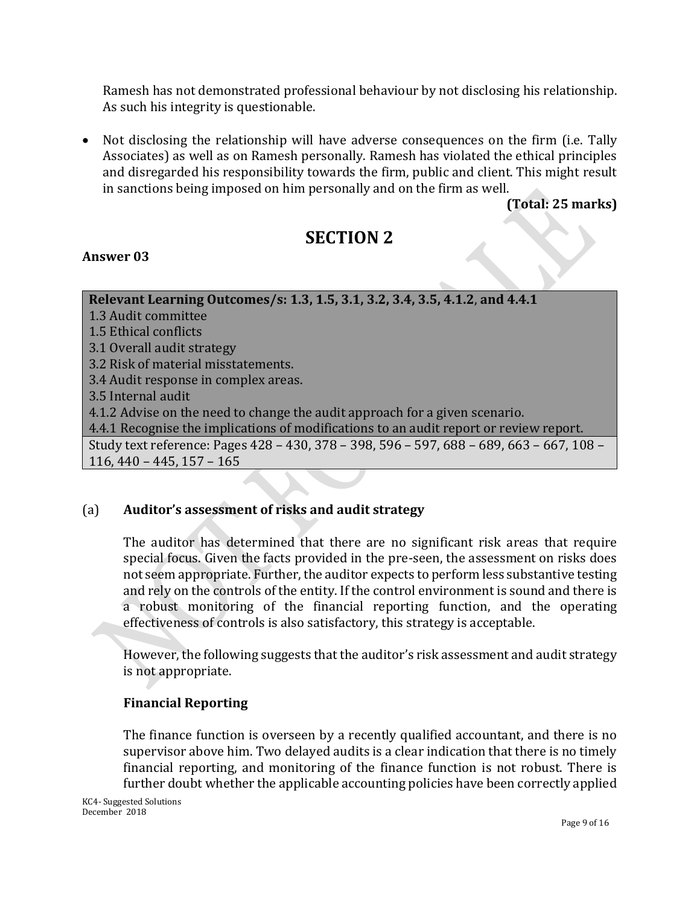Ramesh has not demonstrated professional behaviour by not disclosing his relationship. As such his integrity is questionable.

- Not disclosing the relationship will have adverse consequences on the firm (i.e. Tally Associates) as well as on Ramesh personally. Ramesh has violated the ethical principles and disregarded his responsibility towards the firm, public and client. This might result in sanctions being imposed on him personally and on the firm as well.

**(Total: 25 marks)**

# SECTION 2

**Answer 03**

| **Relevant Learning Outcomes/s: 1.3, 1.5, 3.1, 3.2, 3.4, 3.5, 4.1.2, and 4.4.1** |
|---|
| 1.3 Audit committee<br>1.5 Ethical conflicts<br>3.1 Overall audit strategy<br>3.2 Risk of material misstatements.<br>3.4 Audit response in complex areas.<br>3.5 Internal audit<br>4.1.2 Advise on the need to change the audit approach for a given scenario.<br>4.4.1 Recognise the implications of modifications to an audit report or review report. |
| Study text reference: Pages 428 – 430, 378 – 398, 596 – 597, 688 – 689, 663 – 667, 108 – 116, 440 – 445, 157 – 165 |

(a) **Auditor's assessment of risks and audit strategy**

The auditor has determined that there are no significant risk areas that require special focus. Given the facts provided in the pre-seen, the assessment on risks does not seem appropriate. Further, the auditor expects to perform less substantive testing and rely on the controls of the entity. If the control environment is sound and there is a robust monitoring of the financial reporting function, and the operating effectiveness of controls is also satisfactory, this strategy is acceptable.

However, the following suggests that the auditor's risk assessment and audit strategy is not appropriate.

**Financial Reporting**

The finance function is overseen by a recently qualified accountant, and there is no supervisor above him. Two delayed audits is a clear indication that there is no timely financial reporting, and monitoring of the finance function is not robust. There is further doubt whether the applicable accounting policies have been correctly applied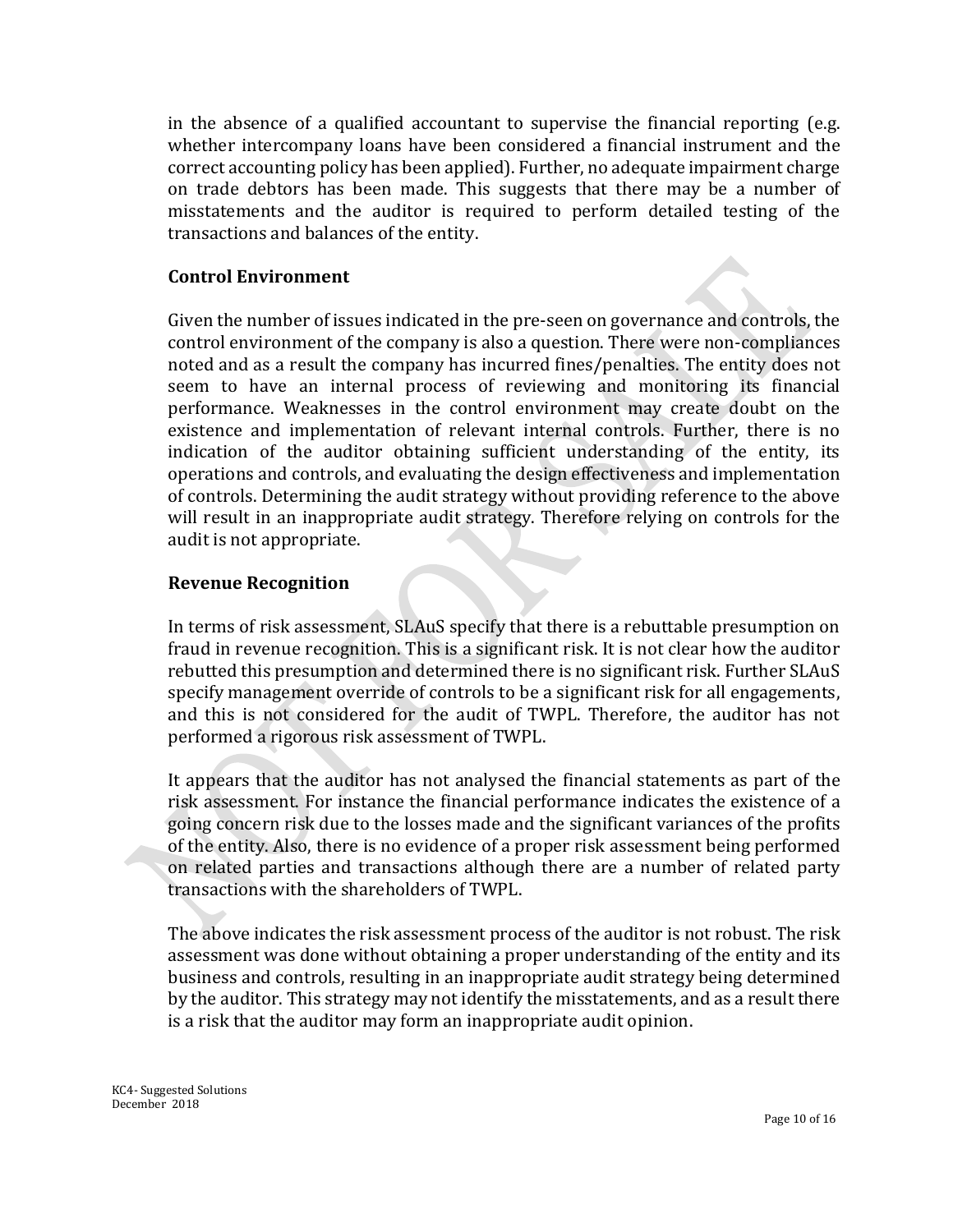in the absence of a qualified accountant to supervise the financial reporting (e.g. whether intercompany loans have been considered a financial instrument and the correct accounting policy has been applied). Further, no adequate impairment charge on trade debtors has been made. This suggests that there may be a number of misstatements and the auditor is required to perform detailed testing of the transactions and balances of the entity.

### Control Environment

Given the number of issues indicated in the pre-seen on governance and controls, the control environment of the company is also a question. There were non-compliances noted and as a result the company has incurred fines/penalties. The entity does not seem to have an internal process of reviewing and monitoring its financial performance. Weaknesses in the control environment may create doubt on the existence and implementation of relevant internal controls. Further, there is no indication of the auditor obtaining sufficient understanding of the entity, its operations and controls, and evaluating the design effectiveness and implementation of controls. Determining the audit strategy without providing reference to the above will result in an inappropriate audit strategy. Therefore relying on controls for the audit is not appropriate.

### Revenue Recognition

In terms of risk assessment, SLAuS specify that there is a rebuttable presumption on fraud in revenue recognition. This is a significant risk. It is not clear how the auditor rebutted this presumption and determined there is no significant risk. Further SLAuS specify management override of controls to be a significant risk for all engagements, and this is not considered for the audit of TWPL. Therefore, the auditor has not performed a rigorous risk assessment of TWPL.

It appears that the auditor has not analysed the financial statements as part of the risk assessment. For instance the financial performance indicates the existence of a going concern risk due to the losses made and the significant variances of the profits of the entity. Also, there is no evidence of a proper risk assessment being performed on related parties and transactions although there are a number of related party transactions with the shareholders of TWPL.

The above indicates the risk assessment process of the auditor is not robust. The risk assessment was done without obtaining a proper understanding of the entity and its business and controls, resulting in an inappropriate audit strategy being determined by the auditor. This strategy may not identify the misstatements, and as a result there is a risk that the auditor may form an inappropriate audit opinion.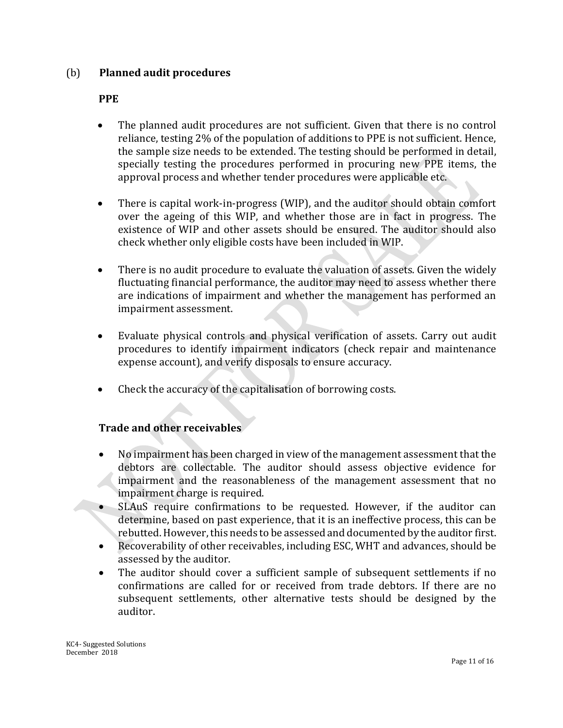## (b) Planned audit procedures

### PPE

- The planned audit procedures are not sufficient. Given that there is no control reliance, testing 2% of the population of additions to PPE is not sufficient. Hence, the sample size needs to be extended. The testing should be performed in detail, specially testing the procedures performed in procuring new PPE items, the approval process and whether tender procedures were applicable etc.

- There is capital work-in-progress (WIP), and the auditor should obtain comfort over the ageing of this WIP, and whether those are in fact in progress. The existence of WIP and other assets should be ensured. The auditor should also check whether only eligible costs have been included in WIP.

- There is no audit procedure to evaluate the valuation of assets. Given the widely fluctuating financial performance, the auditor may need to assess whether there are indications of impairment and whether the management has performed an impairment assessment.

- Evaluate physical controls and physical verification of assets. Carry out audit procedures to identify impairment indicators (check repair and maintenance expense account), and verify disposals to ensure accuracy.

- Check the accuracy of the capitalisation of borrowing costs.

### Trade and other receivables

- No impairment has been charged in view of the management assessment that the debtors are collectable. The auditor should assess objective evidence for impairment and the reasonableness of the management assessment that no impairment charge is required.
- SLAuS require confirmations to be requested. However, if the auditor can determine, based on past experience, that it is an ineffective process, this can be rebutted. However, this needs to be assessed and documented by the auditor first.
- Recoverability of other receivables, including ESC, WHT and advances, should be assessed by the auditor.
- The auditor should cover a sufficient sample of subsequent settlements if no confirmations are called for or received from trade debtors. If there are no subsequent settlements, other alternative tests should be designed by the auditor.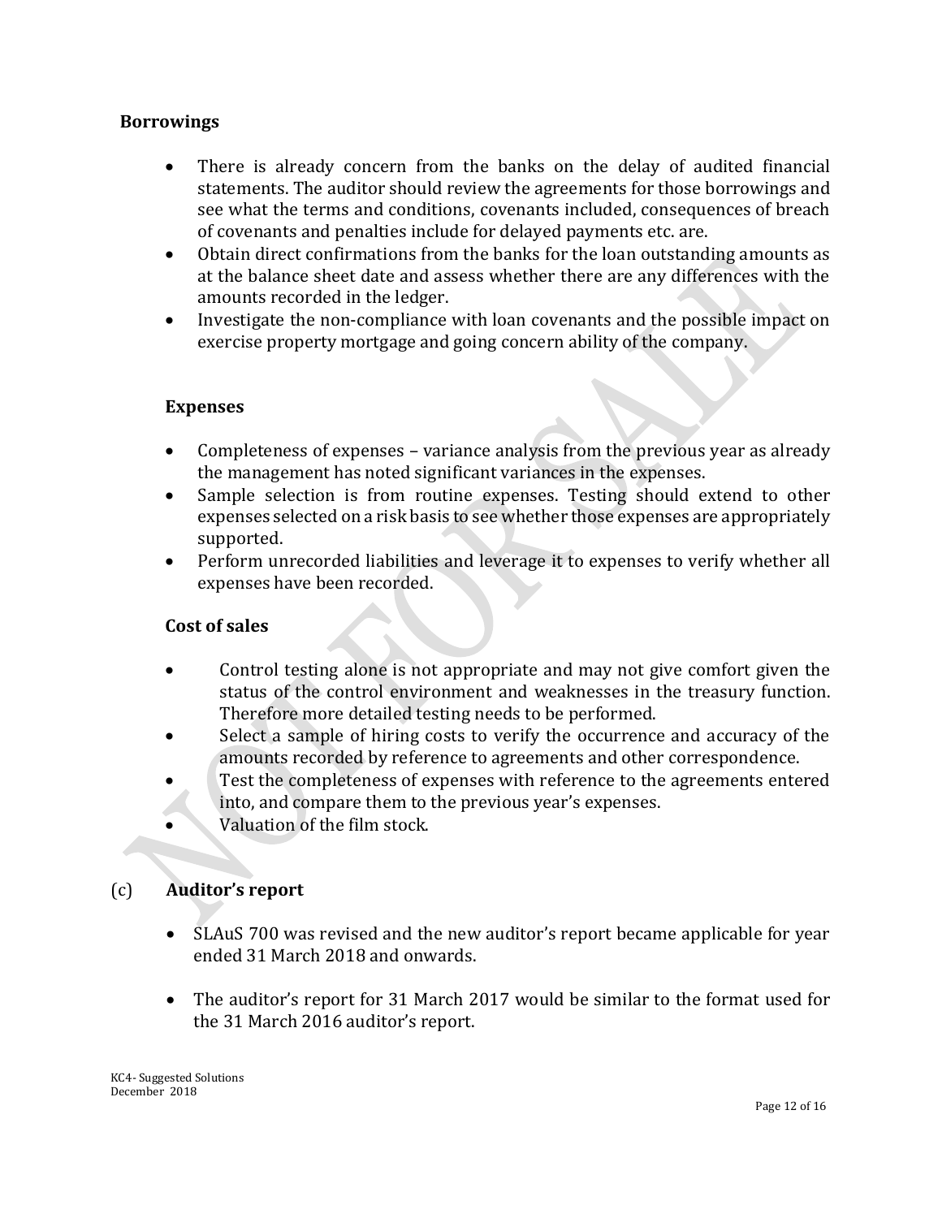**Borrowings**

- There is already concern from the banks on the delay of audited financial statements. The auditor should review the agreements for those borrowings and see what the terms and conditions, covenants included, consequences of breach of covenants and penalties include for delayed payments etc. are.
- Obtain direct confirmations from the banks for the loan outstanding amounts as at the balance sheet date and assess whether there are any differences with the amounts recorded in the ledger.
- Investigate the non-compliance with loan covenants and the possible impact on exercise property mortgage and going concern ability of the company.

**Expenses**

- Completeness of expenses – variance analysis from the previous year as already the management has noted significant variances in the expenses.
- Sample selection is from routine expenses. Testing should extend to other expenses selected on a risk basis to see whether those expenses are appropriately supported.
- Perform unrecorded liabilities and leverage it to expenses to verify whether all expenses have been recorded.

**Cost of sales**

- Control testing alone is not appropriate and may not give comfort given the status of the control environment and weaknesses in the treasury function. Therefore more detailed testing needs to be performed.
- Select a sample of hiring costs to verify the occurrence and accuracy of the amounts recorded by reference to agreements and other correspondence.
- Test the completeness of expenses with reference to the agreements entered into, and compare them to the previous year's expenses.
- Valuation of the film stock.

(c) **Auditor's report**

- SLAuS 700 was revised and the new auditor's report became applicable for year ended 31 March 2018 and onwards.
- The auditor's report for 31 March 2017 would be similar to the format used for the 31 March 2016 auditor's report.

KC4- Suggested Solutions
December 2018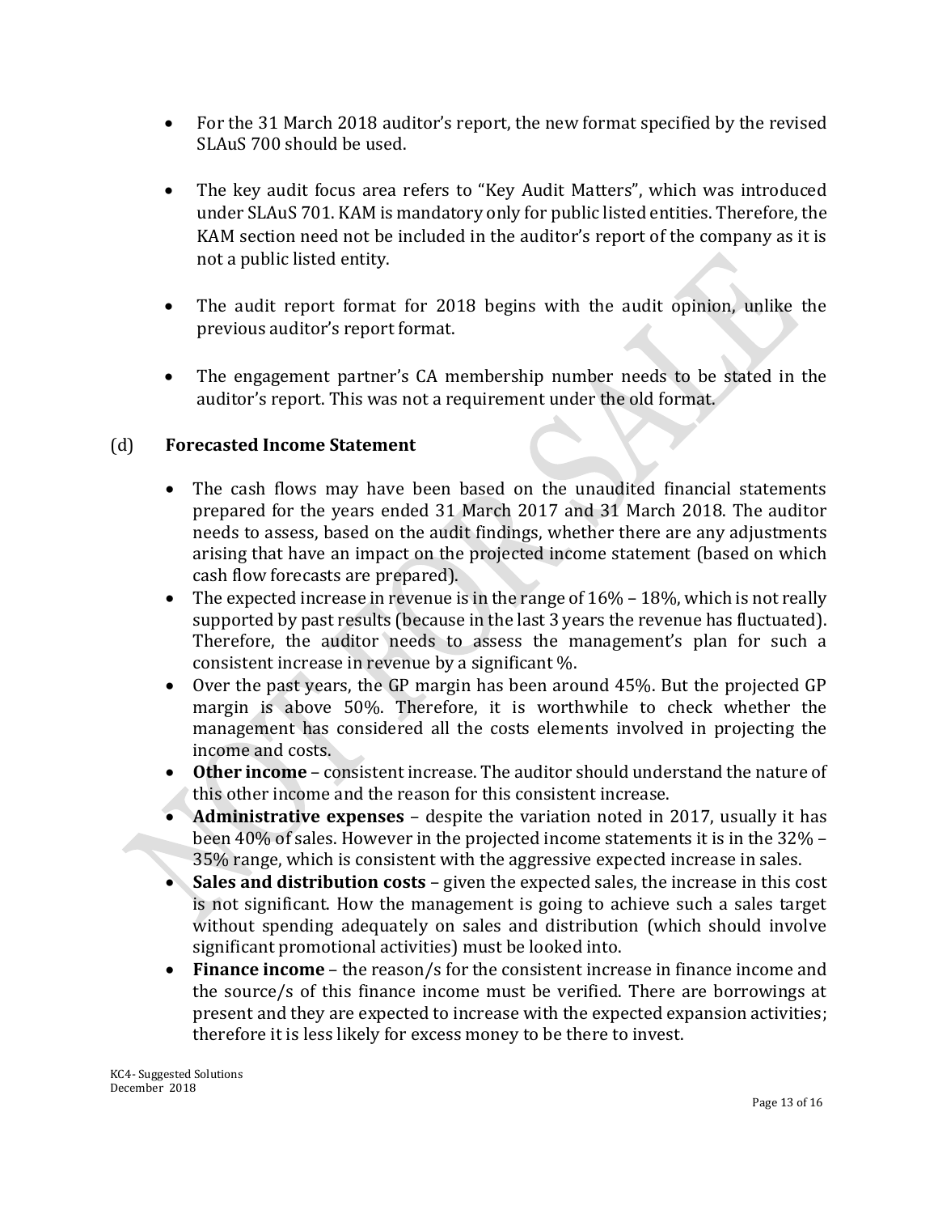- For the 31 March 2018 auditor's report, the new format specified by the revised SLAuS 700 should be used.

- The key audit focus area refers to "Key Audit Matters", which was introduced under SLAuS 701. KAM is mandatory only for public listed entities. Therefore, the KAM section need not be included in the auditor's report of the company as it is not a public listed entity.

- The audit report format for 2018 begins with the audit opinion, unlike the previous auditor's report format.

- The engagement partner's CA membership number needs to be stated in the auditor's report. This was not a requirement under the old format.

(d) **Forecasted Income Statement**

- The cash flows may have been based on the unaudited financial statements prepared for the years ended 31 March 2017 and 31 March 2018. The auditor needs to assess, based on the audit findings, whether there are any adjustments arising that have an impact on the projected income statement (based on which cash flow forecasts are prepared).
- The expected increase in revenue is in the range of 16% – 18%, which is not really supported by past results (because in the last 3 years the revenue has fluctuated). Therefore, the auditor needs to assess the management's plan for such a consistent increase in revenue by a significant %.
- Over the past years, the GP margin has been around 45%. But the projected GP margin is above 50%. Therefore, it is worthwhile to check whether the management has considered all the costs elements involved in projecting the income and costs.
- **Other income** – consistent increase. The auditor should understand the nature of this other income and the reason for this consistent increase.
- **Administrative expenses** – despite the variation noted in 2017, usually it has been 40% of sales. However in the projected income statements it is in the 32% – 35% range, which is consistent with the aggressive expected increase in sales.
- **Sales and distribution costs** – given the expected sales, the increase in this cost is not significant. How the management is going to achieve such a sales target without spending adequately on sales and distribution (which should involve significant promotional activities) must be looked into.
- **Finance income** – the reason/s for the consistent increase in finance income and the source/s of this finance income must be verified. There are borrowings at present and they are expected to increase with the expected expansion activities; therefore it is less likely for excess money to be there to invest.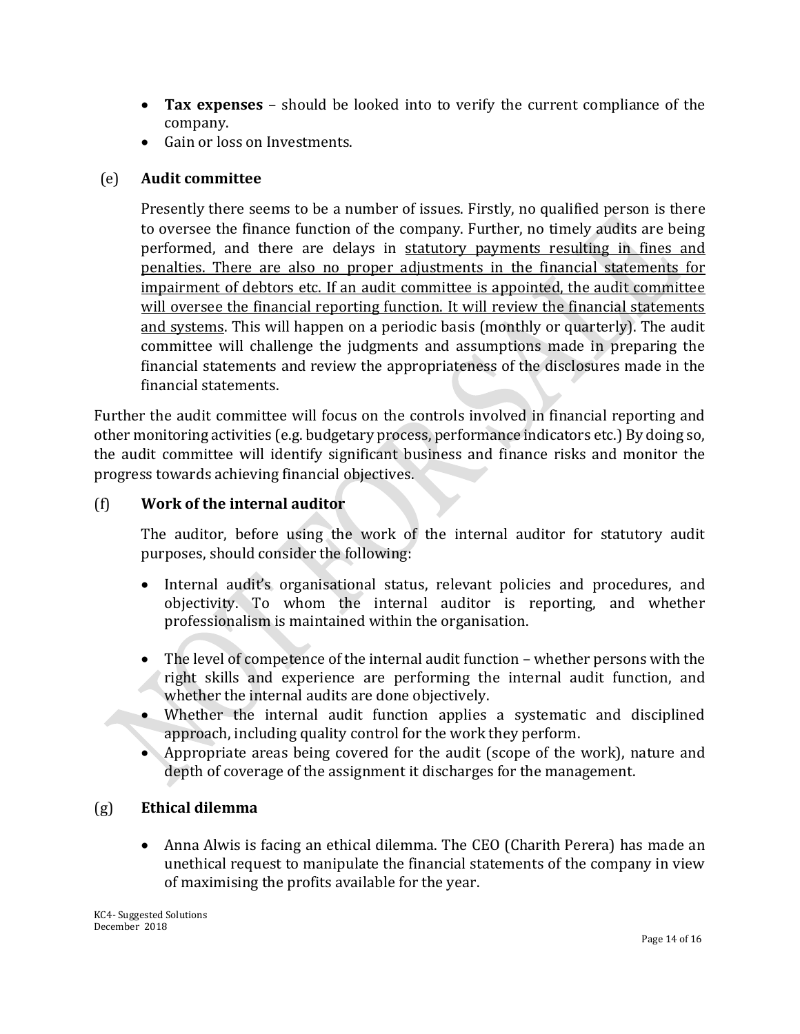- **Tax expenses** – should be looked into to verify the current compliance of the company.
- Gain or loss on Investments.

(e) **Audit committee**

Presently there seems to be a number of issues. Firstly, no qualified person is there to oversee the finance function of the company. Further, no timely audits are being performed, and there are delays in statutory payments resulting in fines and penalties. There are also no proper adjustments in the financial statements for impairment of debtors etc. If an audit committee is appointed, the audit committee will oversee the financial reporting function. It will review the financial statements and systems. This will happen on a periodic basis (monthly or quarterly). The audit committee will challenge the judgments and assumptions made in preparing the financial statements and review the appropriateness of the disclosures made in the financial statements.

Further the audit committee will focus on the controls involved in financial reporting and other monitoring activities (e.g. budgetary process, performance indicators etc.) By doing so, the audit committee will identify significant business and finance risks and monitor the progress towards achieving financial objectives.

(f) **Work of the internal auditor**

The auditor, before using the work of the internal auditor for statutory audit purposes, should consider the following:

- Internal audit's organisational status, relevant policies and procedures, and objectivity. To whom the internal auditor is reporting, and whether professionalism is maintained within the organisation.
- The level of competence of the internal audit function – whether persons with the right skills and experience are performing the internal audit function, and whether the internal audits are done objectively.
- Whether the internal audit function applies a systematic and disciplined approach, including quality control for the work they perform.
- Appropriate areas being covered for the audit (scope of the work), nature and depth of coverage of the assignment it discharges for the management.

(g) **Ethical dilemma**

- Anna Alwis is facing an ethical dilemma. The CEO (Charith Perera) has made an unethical request to manipulate the financial statements of the company in view of maximising the profits available for the year.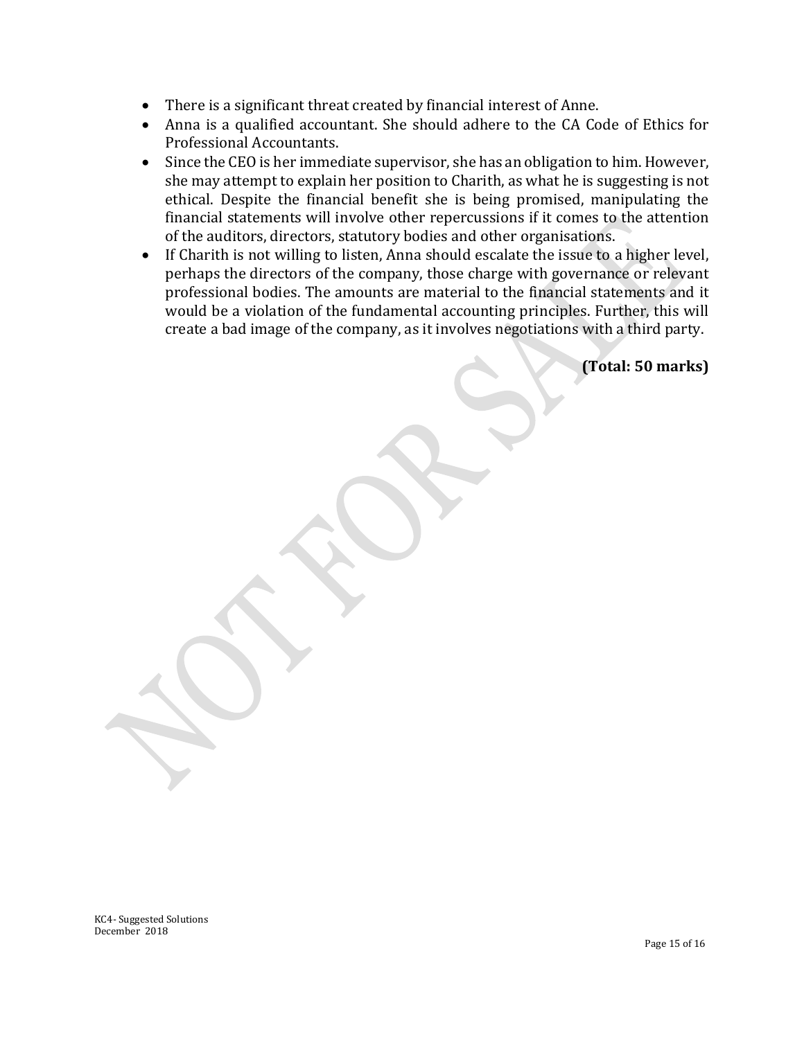- There is a significant threat created by financial interest of Anne.
- Anna is a qualified accountant. She should adhere to the CA Code of Ethics for Professional Accountants.
- Since the CEO is her immediate supervisor, she has an obligation to him. However, she may attempt to explain her position to Charith, as what he is suggesting is not ethical. Despite the financial benefit she is being promised, manipulating the financial statements will involve other repercussions if it comes to the attention of the auditors, directors, statutory bodies and other organisations.
- If Charith is not willing to listen, Anna should escalate the issue to a higher level, perhaps the directors of the company, those charge with governance or relevant professional bodies. The amounts are material to the financial statements and it would be a violation of the fundamental accounting principles. Further, this will create a bad image of the company, as it involves negotiations with a third party.

**(Total: 50 marks)**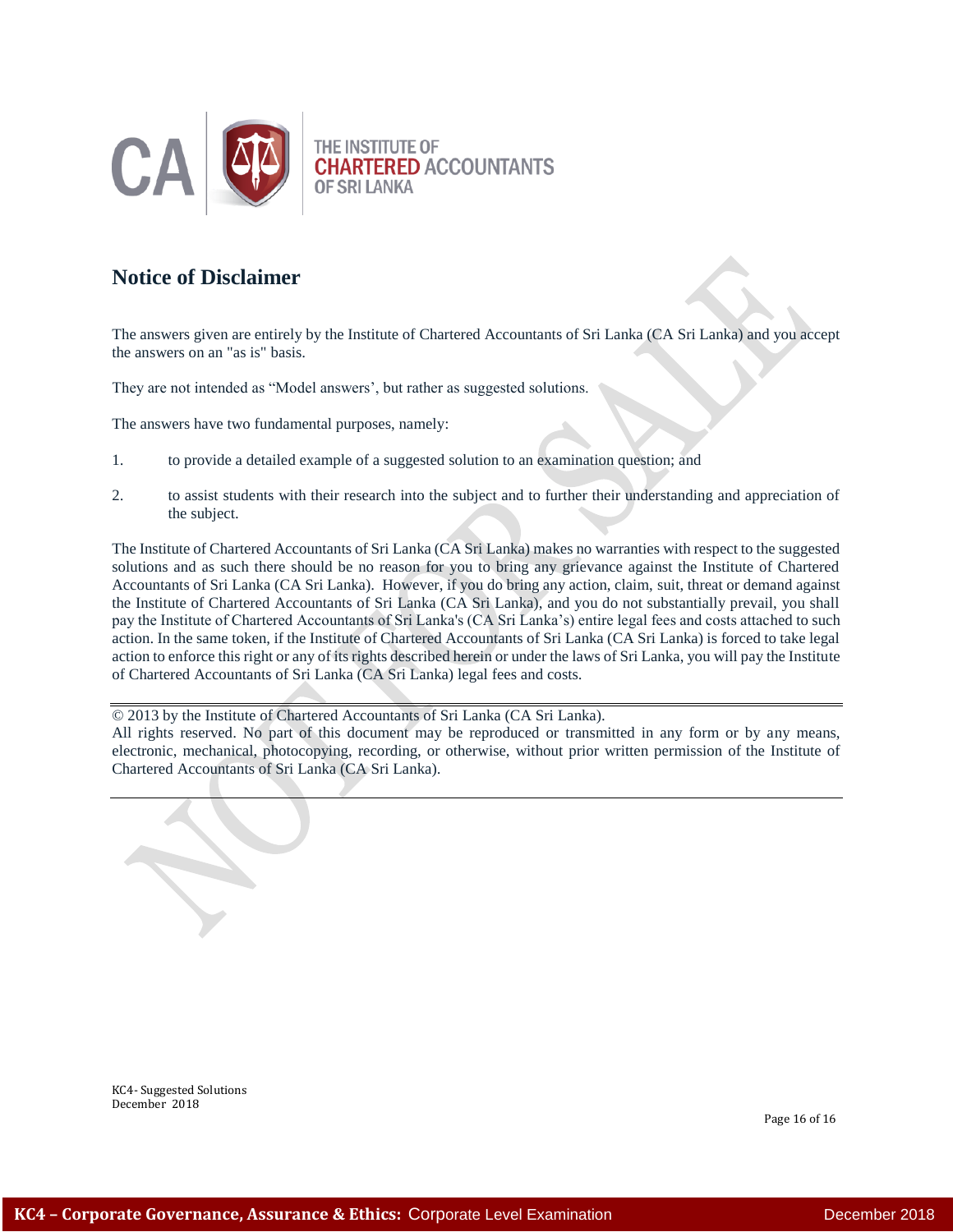THE INSTITUTE OF CHARTERED ACCOUNTANTS OF SRI LANKA

## Notice of Disclaimer

The answers given are entirely by the Institute of Chartered Accountants of Sri Lanka (CA Sri Lanka) and you accept the answers on an "as is" basis.

They are not intended as "Model answers', but rather as suggested solutions.

The answers have two fundamental purposes, namely:

1. to provide a detailed example of a suggested solution to an examination question; and

2. to assist students with their research into the subject and to further their understanding and appreciation of the subject.

The Institute of Chartered Accountants of Sri Lanka (CA Sri Lanka) makes no warranties with respect to the suggested solutions and as such there should be no reason for you to bring any grievance against the Institute of Chartered Accountants of Sri Lanka (CA Sri Lanka). However, if you do bring any action, claim, suit, threat or demand against the Institute of Chartered Accountants of Sri Lanka (CA Sri Lanka), and you do not substantially prevail, you shall pay the Institute of Chartered Accountants of Sri Lanka's (CA Sri Lanka's) entire legal fees and costs attached to such action. In the same token, if the Institute of Chartered Accountants of Sri Lanka (CA Sri Lanka) is forced to take legal action to enforce this right or any of its rights described herein or under the laws of Sri Lanka, you will pay the Institute of Chartered Accountants of Sri Lanka (CA Sri Lanka) legal fees and costs.

---

© 2013 by the Institute of Chartered Accountants of Sri Lanka (CA Sri Lanka).
All rights reserved. No part of this document may be reproduced or transmitted in any form or by any means, electronic, mechanical, photocopying, recording, or otherwise, without prior written permission of the Institute of Chartered Accountants of Sri Lanka (CA Sri Lanka).

---